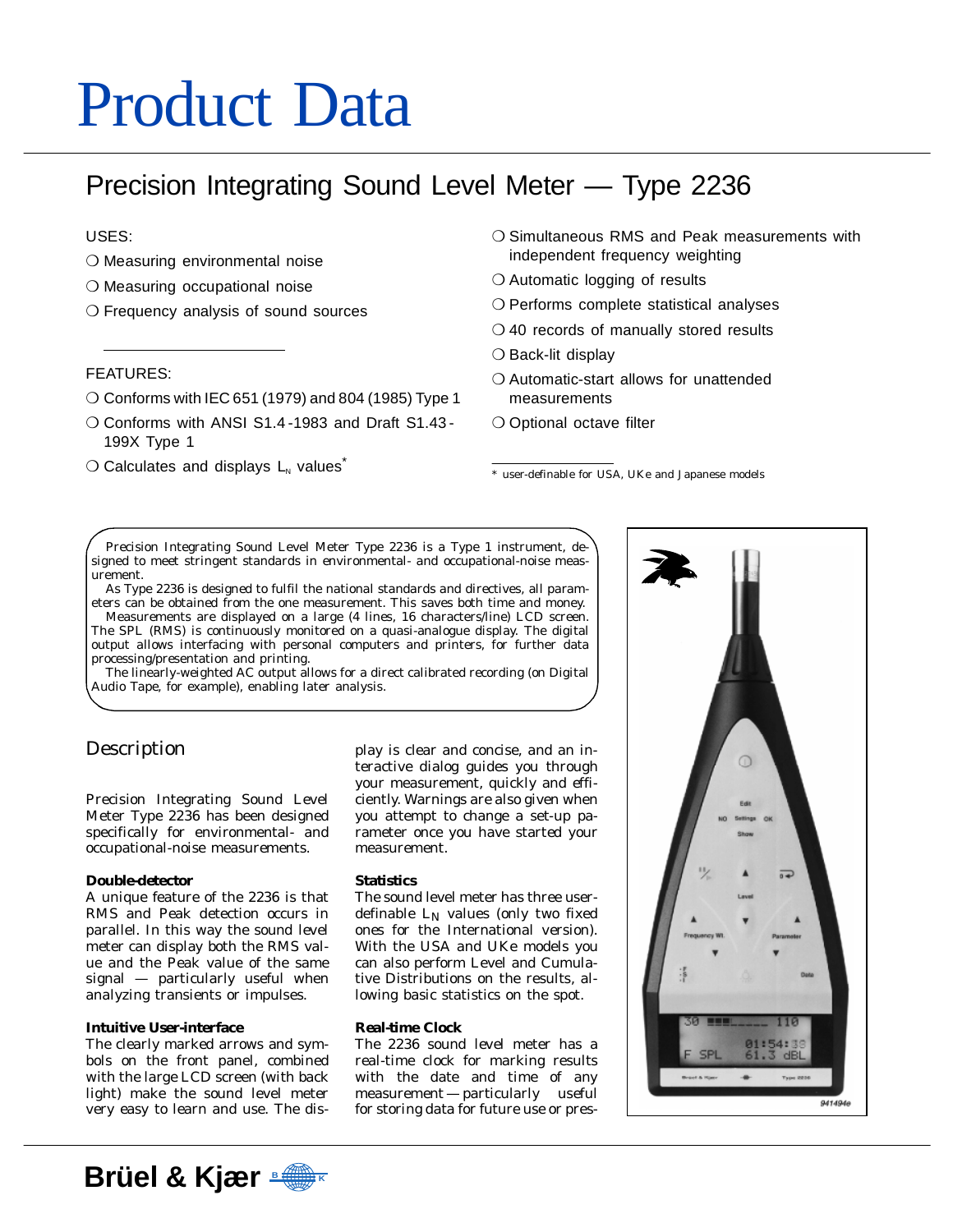# Product Data

## Precision Integrating Sound Level Meter — Type 2236

USES:

- ❍ Measuring environmental noise
- ❍ Measuring occupational noise
- ❍ Frequency analysis of sound sources

FEATURES:

- ❍ Conforms with IEC 651 (1979) and 804 (1985) Type 1
- ❍ Conforms with ANSI S1.4-1983 and Draft S1.43-199X Type 1
- ❍ Calculates and displays $L_N$ values*
- ❍ Simultaneous RMS and Peak measurements with independent frequency weighting
- ❍ Automatic logging of results
- ❍ Performs complete statistical analyses
- ❍ 40 records of manually stored results
- ❍ Back-lit display
- ❍ Automatic-start allows for unattended measurements
- ❍ Optional octave filter

\* user-definable for USA, UKe and Japanese models

Precision Integrating Sound Level Meter Type 2236 is a Type 1 instrument, designed to meet stringent standards in environmental- and occupational-noise measurement.

As Type 2236 is designed to fulfil the national standards and directives, all parameters can be obtained from the one measurement. This saves both time and money.

Measurements are displayed on a large (4 lines, 16 characters/line) LCD screen. The SPL (RMS) is continuously monitored on a quasi-analogue display. The digital output allows interfacing with personal computers and printers, for further data processing/presentation and printing.

The linearly-weighted AC output allows for a direct calibrated recording (on Digital Audio Tape, for example), enabling later analysis.

## Description

Precision Integrating Sound Level Meter Type 2236 has been designed specifically for environmental- and occupational-noise measurements.

### Double-detector

A unique feature of the 2236 is that RMS and Peak detection occurs in parallel. In this way the sound level meter can display both the RMS value and the Peak value of the same signal — particularly useful when analyzing transients or impulses.

### Intuitive User-interface

The clearly marked arrows and symbols on the front panel, combined with the large LCD screen (with back light) make the sound level meter very easy to learn and use. The display is clear and concise, and an interactive dialog guides you through your measurement, quickly and efficiently. Warnings are also given when you attempt to change a set-up parameter once you have started your measurement.

### Statistics

The sound level meter has three user-definable $L_N$ values (only two fixed ones for the International version). With the USA and UKe models you can also perform Level and Cumulative Distributions on the results, allowing basic statistics on the spot.

### Real-time Clock

The 2236 sound level meter has a real-time clock for marking results with the date and time of any measurement — particularly useful for storing data for future use or pres-

941494e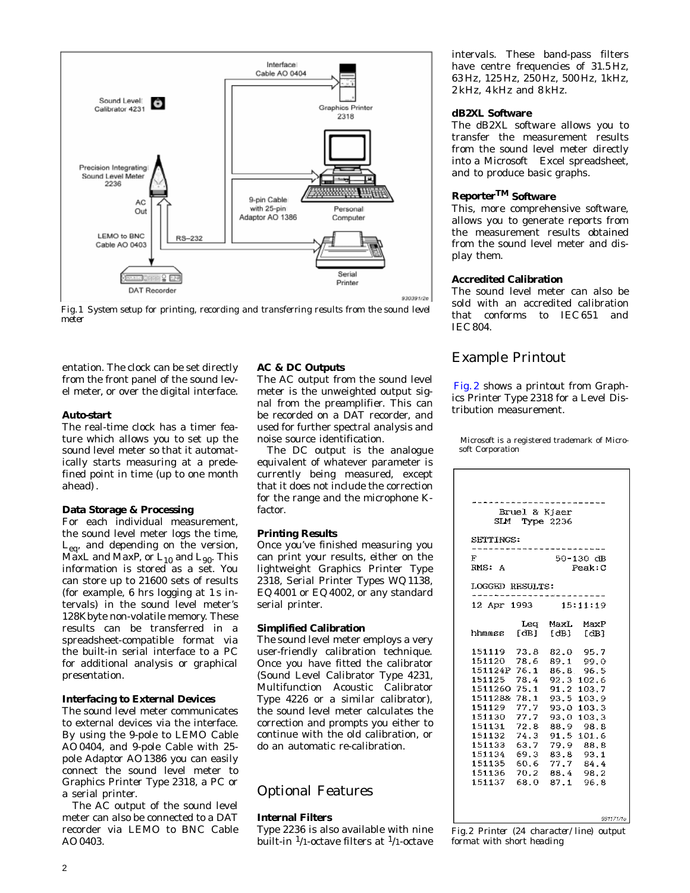Fig. 1 System setup for printing, recording and transferring results from the sound level meter

entation. The clock can be set directly from the front panel of the sound level meter, or over the digital interface.

**Auto-start**

The real-time clock has a timer feature which allows you to set up the sound level meter so that it automatically starts measuring at a predefined point in time (up to one month ahead).

**Data Storage & Processing**

For each individual measurement, the sound level meter logs the time, $L_{eq}$, and depending on the version, MaxL and MaxP, or $L_{10}$ and $L_{90}$. This information is stored as a set. You can store up to 21600 sets of results (for example, 6 hrs logging at 1 s intervals) in the sound level meter's 128 Kbyte non-volatile memory. These results can be transferred in a spreadsheet-compatible format via the built-in serial interface to a PC for additional analysis or graphical presentation.

**Interfacing to External Devices**

The sound level meter communicates to external devices via the interface. By using the 9-pole to LEMO Cable AO 0404, and 9-pole Cable with 25-pole Adaptor AO 1386 you can easily connect the sound level meter to Graphics Printer Type 2318, a PC or a serial printer.

The AC output of the sound level meter can also be connected to a DAT recorder via LEMO to BNC Cable AO 0403.

**AC & DC Outputs**

The AC output from the sound level meter is the unweighted output signal from the preamplifier. This can be recorded on a DAT recorder, and used for further spectral analysis and noise source identification.

The DC output is the analogue equivalent of whatever parameter is currently being measured, except that it does not include the correction for the range and the microphone K-factor.

**Printing Results**

Once you've finished measuring you can print your results, either on the lightweight Graphics Printer Type 2318, Serial Printer Types WQ 1138, EQ 4001 or EQ 4002, or any standard serial printer.

**Simplified Calibration**

The sound level meter employs a very user-friendly calibration technique. Once you have fitted the calibrator (Sound Level Calibrator Type 4231, Multifunction Acoustic Calibrator Type 4226 or a similar calibrator), the sound level meter calculates the correction and prompts you either to continue with the old calibration, or do an automatic re-calibration.

## Optional Features

**Internal Filters**

Type 2236 is also available with nine built-in 1/1-octave filters at 1/1-octave intervals. These band-pass filters have centre frequencies of 31.5 Hz, 63 Hz, 125 Hz, 250 Hz, 500 Hz, 1 kHz, 2 kHz, 4 kHz and 8 kHz.

**dB2XL Software**

The dB2XL software allows you to transfer the measurement results from the sound level meter directly into a Microsoft Excel spreadsheet, and to produce basic graphs.

**Reporter™ Software**

This, more comprehensive software, allows you to generate reports from the measurement results obtained from the sound level meter and display them.

**Accredited Calibration**

The sound level meter can also be sold with an accredited calibration that conforms to IEC 651 and IEC 804.

## Example Printout

Fig. 2 shows a printout from Graphics Printer Type 2318 for a Level Distribution measurement.

Microsoft is a registered trademark of Microsoft Corporation

```
------------------------
     Bruel & Kjaer
     SLM  Type 2236

SETTINGS:
------------------------
F              50-130 dB
RMS: A            Peak:C

LOGGED RESULTS:
------------------------
12 Apr 1993     15:11:19

         Leq   MaxL  MaxP
hhmmss  [dB]   [dB]  [dB]

151119  73.8   82.0  95.7
151120  78.6   89.1  99.0
151124P 76.1   86.8  96.5
151125  78.4   92.3 102.6
151126O 75.1   91.2 103.7
151128& 78.1   93.5 103.9
151129  77.7   93.0 103.3
151130  77.7   93.0 103.3
151131  72.8   88.9  98.8
151132  74.3   91.5 101.6
151133  63.7   79.9  88.8
151134  69.3   83.8  93.1
151135  60.6   77.7  84.4
151136  70.2   88.4  98.2
151137  68.0   87.1  96.8
```

Fig. 2 Printer (24 character/line) output format with short heading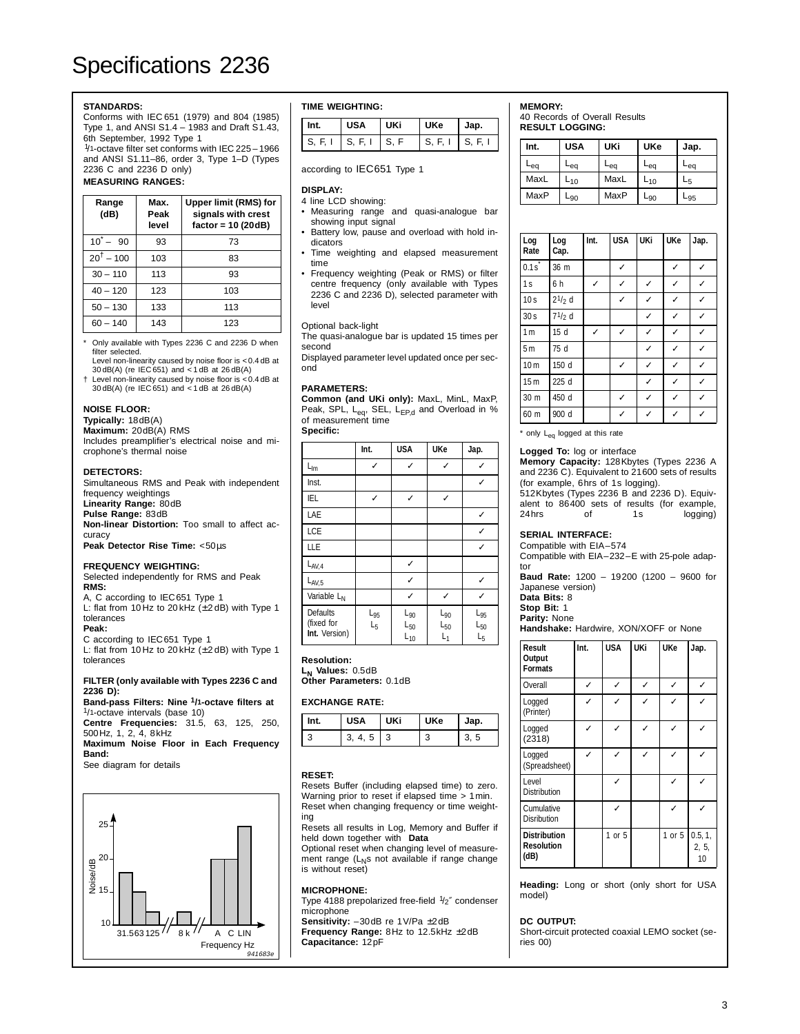# Specifications 2236

**STANDARDS:**
Conforms with IEC 651 (1979) and 804 (1985) Type 1, and ANSI S1.4 – 1983 and Draft S1.43, 6th September, 1992 Type 1
1/1-octave filter set conforms with IEC 225 – 1966 and ANSI S1.11–86, order 3, Type 1–D (Types 2236 C and 2236 D only)

**MEASURING RANGES:**

| Range (dB) | Max. Peak level | Upper limit (RMS) for signals with crest factor = 10 (20dB) |
|---|---|---|
| 10* – 90 | 93 | 73 |
| 20† – 100 | 103 | 83 |
| 30 – 110 | 113 | 93 |
| 40 – 120 | 123 | 103 |
| 50 – 130 | 133 | 113 |
| 60 – 140 | 143 | 123 |

\* Only available with Types 2236 C and 2236 D when filter selected.
Level non-linearity caused by noise floor is < 0.4 dB at 30 dB(A) (re IEC 651) and < 1 dB at 26 dB(A)
† Level non-linearity caused by noise floor is < 0.4 dB at 30 dB(A) (re IEC 651) and < 1 dB at 26 dB(A)

**NOISE FLOOR:**
**Typically:** 18dB(A)
**Maximum:** 20dB(A) RMS
Includes preamplifier's electrical noise and microphone's thermal noise

**DETECTORS:**
Simultaneous RMS and Peak with independent frequency weightings
**Linearity Range:** 80dB
**Pulse Range:** 83dB
**Non-linear Distortion:** Too small to affect accuracy
**Peak Detector Rise Time:** <50µs

**FREQUENCY WEIGHTING:**
Selected independently for RMS and Peak
**RMS:**
A, C according to IEC 651 Type 1
L: flat from 10 Hz to 20 kHz (±2 dB) with Type 1 tolerances
**Peak:**
C according to IEC 651 Type 1
L: flat from 10 Hz to 20 kHz (±2 dB) with Type 1 tolerances

**FILTER (only available with Types 2236 C and 2236 D):**
**Band-pass Filters: Nine 1/1-octave filters at** 1/1-octave intervals (base 10)
**Centre Frequencies:** 31.5, 63, 125, 250, 500Hz, 1, 2, 4, 8kHz
**Maximum Noise Floor in Each Frequency Band:**
See diagram for details

941683e

**TIME WEIGHTING:**

| Int. | USA | UKi | UKe | Jap. |
|---|---|---|---|---|
| S, F, I | S, F, I | S, F | S, F, I | S, F, I |

according to IEC651 Type 1

**DISPLAY:**
4 line LCD showing:
- Measuring range and quasi-analogue bar showing input signal
- Battery low, pause and overload with hold indicators
- Time weighting and elapsed measurement time
- Frequency weighting (Peak or RMS) or filter centre frequency (only available with Types 2236 C and 2236 D), selected parameter with level

Optional back-light
The quasi-analogue bar is updated 15 times per second
Displayed parameter level updated once per second

**PARAMETERS:**
**Common (and UKi only):** MaxL, MinL, MaxP, Peak, SPL, $L_{eq}$, SEL, $L_{EP,d}$ and Overload in % of measurement time
**Specific:**

| | Int. | USA | UKe | Jap. |
|---|---|---|---|---|
| $L_{Im}$ | ✓ | ✓ | ✓ | ✓ |
| Inst. | | | | ✓ |
| IEL | ✓ | ✓ | ✓ | |
| LAE | | | | ✓ |
| LCE | | | | ✓ |
| LLE | | | | ✓ |
| $L_{AV,4}$ | | ✓ | | |
| $L_{AV,5}$ | | ✓ | | ✓ |
| Variable $L_N$ | | ✓ | ✓ | ✓ |
| Defaults (fixed for **Int.** Version) | $L_{95}$ $L_5$ | $L_{90}$ $L_{50}$ $L_{10}$ | $L_{90}$ $L_{50}$ $L_1$ | $L_{95}$ $L_{50}$ $L_5$ |

**Resolution:**
**$L_N$ Values:** 0.5dB
**Other Parameters:** 0.1dB

**EXCHANGE RATE:**

| Int. | USA | UKi | UKe | Jap. |
|---|---|---|---|---|
| 3 | 3, 4, 5 | 3 | 3 | 3, 5 |

**RESET:**
Resets Buffer (including elapsed time) to zero. Warning prior to reset if elapsed time > 1min.
Reset when changing frequency or time weighting
Resets all results in Log, Memory and Buffer if held down together with **Data**
Optional reset when changing level of measurement range ($L_N$s not available if range change is without reset)

**MICROPHONE:**
Type 4188 prepolarized free-field 1/2″ condenser microphone
**Sensitivity:** –30dB re 1V/Pa ±2dB
**Frequency Range:** 8Hz to 12.5kHz ±2dB
**Capacitance:** 12pF

**MEMORY:**
40 Records of Overall Results
**RESULT LOGGING:**

| Int. | USA | UKi | UKe | Jap. |
|---|---|---|---|---|
| $L_{eq}$ | $L_{eq}$ | $L_{eq}$ | $L_{eq}$ | $L_{eq}$ |
| MaxL | $L_{10}$ | MaxL | $L_{10}$ | $L_5$ |
| MaxP | $L_{90}$ | MaxP | $L_{90}$ | $L_{95}$ |

| Log Rate | Log Cap. | Int. | USA | UKi | UKe | Jap. |
|---|---|---|---|---|---|---|
| 0.1s* | 36 m | | ✓ | | ✓ | ✓ |
| 1s | 6 h | ✓ | ✓ | ✓ | ✓ | ✓ |
| 10s | 2 1/2 d | | ✓ | ✓ | ✓ | ✓ |
| 30s | 7 1/2 d | | | ✓ | ✓ | ✓ |
| 1m | 15 d | ✓ | ✓ | ✓ | ✓ | ✓ |
| 5m | 75 d | | | ✓ | ✓ | ✓ |
| 10m | 150 d | | ✓ | ✓ | ✓ | ✓ |
| 15m | 225 d | | | ✓ | ✓ | ✓ |
| 30 m | 450 d | | ✓ | ✓ | ✓ | ✓ |
| 60 m | 900 d | | ✓ | ✓ | ✓ | ✓ |

\* only $L_{eq}$ logged at this rate

**Logged To:** log or interface
**Memory Capacity:** 128Kbytes (Types 2236 A and 2236 C). Equivalent to 21600 sets of results (for example, 6hrs of 1s logging).
512Kbytes (Types 2236 B and 2236 D). Equivalent to 86400 sets of results (for example, 24hrs of 1s logging)

**SERIAL INTERFACE:**
Compatible with EIA–574
Compatible with EIA–232–E with 25-pole adaptor
**Baud Rate:** 1200 – 19200 (1200 – 9600 for Japanese version)
**Data Bits:** 8
**Stop Bit:** 1
**Parity:** None
**Handshake:** Hardwire, XON/XOFF or None

| Result Output Formats | Int. | USA | UKi | UKe | Jap. |
|---|---|---|---|---|---|
| Overall | ✓ | ✓ | ✓ | ✓ | ✓ |
| Logged (Printer) | ✓ | ✓ | ✓ | ✓ | ✓ |
| Logged (2318) | ✓ | ✓ | ✓ | ✓ | ✓ |
| Logged (Spreadsheet) | ✓ | ✓ | ✓ | ✓ | ✓ |
| Level Distribution | | ✓ | | ✓ | ✓ |
| Cumulative Disribution | | ✓ | | ✓ | ✓ |
| **Distribution Resolution (dB)** | | 1 or 5 | | 1 or 5 | 0.5, 1, 2, 5, 10 |

**Heading:** Long or short (only short for USA model)

**DC OUTPUT:**
Short-circuit protected coaxial LEMO socket (series 00)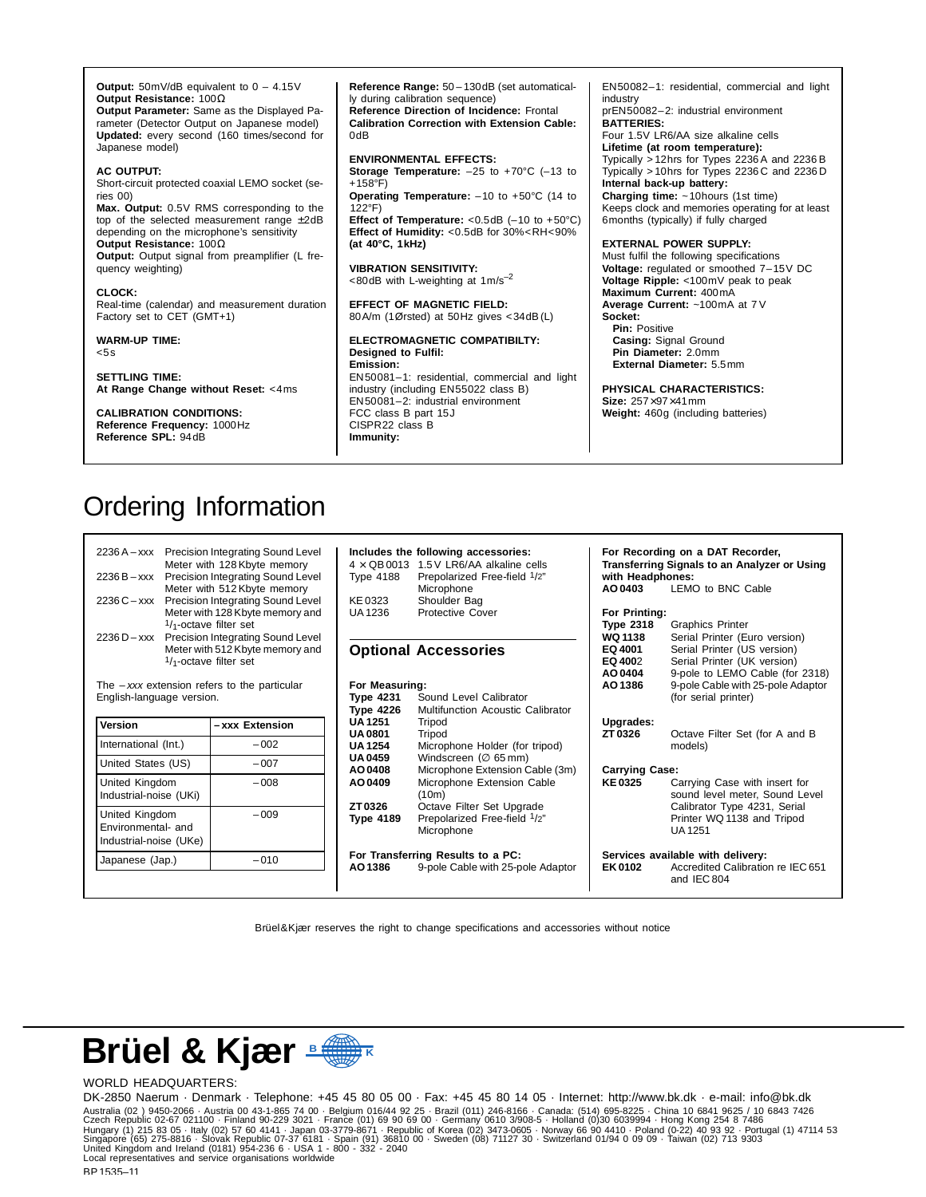**Output:** 50mV/dB equivalent to 0 – 4.15V
**Output Resistance:** 100Ω
**Output Parameter:** Same as the Displayed Parameter (Detector Output on Japanese model)
**Updated:** every second (160 times/second for Japanese model)

**AC OUTPUT:**
Short-circuit protected coaxial LEMO socket (series 00)
**Max. Output:** 0.5V RMS corresponding to the top of the selected measurement range ±2dB depending on the microphone's sensitivity
**Output Resistance:** 100Ω
**Output:** Output signal from preamplifier (L frequency weighting)

**CLOCK:**
Real-time (calendar) and measurement duration
Factory set to CET (GMT+1)

**WARM-UP TIME:**
<5s

**SETTLING TIME:**
**At Range Change without Reset:** <4ms

**CALIBRATION CONDITIONS:**
**Reference Frequency:** 1000Hz
**Reference SPL:** 94dB

**Reference Range:** 50 – 130dB (set automatically during calibration sequence)
**Reference Direction of Incidence:** Frontal
**Calibration Correction with Extension Cable:** 0dB

**ENVIRONMENTAL EFFECTS:**
**Storage Temperature:** –25 to +70°C (–13 to +158°F)
**Operating Temperature:** –10 to +50°C (14 to 122°F)
**Effect of Temperature:** <0.5dB (–10 to +50°C)
**Effect of Humidity:** <0.5dB for 30%<RH<90% **(at 40°C, 1kHz)**

**VIBRATION SENSITIVITY:**
<80dB with L-weighting at 1m/s$^{-2}$

**EFFECT OF MAGNETIC FIELD:**
80A/m (1Ørsted) at 50Hz gives <34dB (L)

**ELECTROMAGNETIC COMPATIBILTY:**
**Designed to Fulfil:**
**Emission:**
EN50081–1: residential, commercial and light industry (including EN55022 class B)
EN50081–2: industrial environment
FCC class B part 15J
CISPR22 class B
**Immunity:**
EN50082–1: residential, commercial and light industry
prEN50082–2: industrial environment

**BATTERIES:**
Four 1.5V LR6/AA size alkaline cells
**Lifetime (at room temperature):**
Typically >12hrs for Types 2236A and 2236B
Typically >10hrs for Types 2236C and 2236D
**Internal back-up battery:**
**Charging time:** ~10hours (1st time)
Keeps clock and memories operating for at least 6months (typically) if fully charged

**EXTERNAL POWER SUPPLY:**
Must fulfil the following specifications
**Voltage:** regulated or smoothed 7–15V DC
**Voltage Ripple:** <100mV peak to peak
**Maximum Current:** 400mA
**Average Current:** ~100mA at 7V
**Socket:**
- **Pin:** Positive
- **Casing:** Signal Ground
- **Pin Diameter:** 2.0mm
- **External Diameter:** 5.5mm

**PHYSICAL CHARACTERISTICS:**
**Size:** 257×97×41mm
**Weight:** 460g (including batteries)

# Ordering Information

| | |
|---|---|
| 2236A–xxx | Precision Integrating Sound Level Meter with 128Kbyte memory |
| 2236B–xxx | Precision Integrating Sound Level Meter with 512Kbyte memory |
| 2236C–xxx | Precision Integrating Sound Level Meter with 128Kbyte memory and 1/1-octave filter set |
| 2236D–xxx | Precision Integrating Sound Level Meter with 512Kbyte memory and 1/1-octave filter set |

The –*xxx* extension refers to the particular English-language version.

| Version | –xxx Extension |
|---|---|
| International (Int.) | –002 |
| United States (US) | –007 |
| United Kingdom Industrial-noise (UKi) | –008 |
| United Kingdom Environmental- and Industrial-noise (UKe) | –009 |
| Japanese (Jap.) | –010 |

**Includes the following accessories:**

| | |
|---|---|
| 4 × QB0013 | 1.5V LR6/AA alkaline cells |
| Type 4188 | Prepolarized Free-field 1/2" Microphone |
| KE0323 | Shoulder Bag |
| UA1236 | Protective Cover |

## Optional Accessories

**For Measuring:**

| | |
|---|---|
| **Type 4231** | Sound Level Calibrator |
| **Type 4226** | Multifunction Acoustic Calibrator |
| **UA1251** | Tripod |
| **UA0801** | Tripod |
| **UA1254** | Microphone Holder (for tripod) |
| **UA0459** | Windscreen (∅ 65mm) |
| **AO0408** | Microphone Extension Cable (3m) |
| **AO0409** | Microphone Extension Cable (10m) |
| **ZT0326** | Octave Filter Set Upgrade |
| **Type 4189** | Prepolarized Free-field 1/2" Microphone |

**For Transferring Results to a PC:**

| | |
|---|---|
| **AO1386** | 9-pole Cable with 25-pole Adaptor |

**For Recording on a DAT Recorder, Transferring Signals to an Analyzer or Using with Headphones:**

| | |
|---|---|
| **AO0403** | LEMO to BNC Cable |

**For Printing:**

| | |
|---|---|
| **Type 2318** | Graphics Printer |
| **WQ1138** | Serial Printer (Euro version) |
| **EQ4001** | Serial Printer (US version) |
| **EQ4002** | Serial Printer (UK version) |
| **AO0404** | 9-pole to LEMO Cable (for 2318) |
| **AO1386** | 9-pole Cable with 25-pole Adaptor (for serial printer) |

**Upgrades:**

| | |
|---|---|
| **ZT0326** | Octave Filter Set (for A and B models) |

**Carrying Case:**

| | |
|---|---|
| **KE0325** | Carrying Case with insert for sound level meter, Sound Level Calibrator Type 4231, Serial Printer WQ1138 and Tripod UA1251 |

**Services available with delivery:**

| | |
|---|---|
| **EK0102** | Accredited Calibration re IEC651 and IEC804 |

Brüel&Kjær reserves the right to change specifications and accessories without notice

**Brüel & Kjær**

WORLD HEADQUARTERS:
DK-2850 Naerum · Denmark · Telephone: +45 45 80 05 00 · Fax: +45 45 80 14 05 · Internet: http://www.bk.dk · e-mail: info@bk.dk
Australia (02 ) 9450-2066 · Austria 00 43-1-865 74 00 · Belgium 016/44 92 25 · Brazil (011) 246-8166 · Canada: (514) 695-8225 · China 10 6841 9625 / 10 6843 7426
Czech Republic 02-67 021100 · Finland 90-229 3021 · France (01) 69 90 69 00 · Germany 0610 3/908-5 · Holland (0)30 6039994 · Hong Kong 254 8 7486
Hungary (1) 215 83 05 · Italy (02) 57 60 4141 · Japan 03-3779-8671 · Republic of Korea (02) 3473-0605 · Norway 66 90 4410 · Poland (0-22) 40 93 92 · Portugal (1) 47114 53
Singapore (65) 275-8816 · Slovak Republic 07-37 6181 · Spain (91) 36810 00 · Sweden (08) 71127 30 · Switzerland 01/94 0 09 09 · Taiwan (02) 713 9303
United Kingdom and Ireland (0181) 954-236 6 · USA 1 - 800 - 332 - 2040
Local representatives and service organisations worldwide

BP1535–11